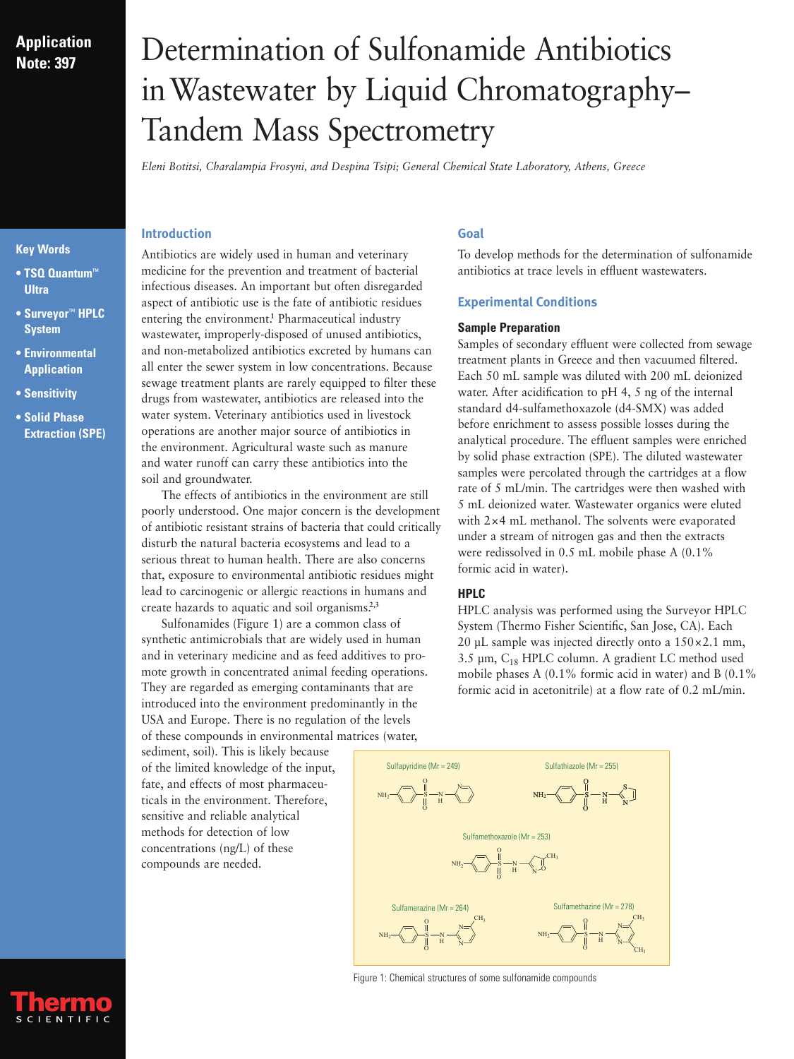**Application Note: 397**

# Determination of Sulfonamide Antibiotics in Wastewater by Liquid Chromatography–Tandem Mass Spectrometry

*Eleni Botitsi, Charalampia Frosyni, and Despina Tsipi; General Chemical State Laboratory, Athens, Greece*

**Key Words**

- **TSQ Quantum™ Ultra**
- **Surveyor™ HPLC System**
- **Environmental Application**
- **Sensitivity**
- **Solid Phase Extraction (SPE)**

## Introduction

Antibiotics are widely used in human and veterinary medicine for the prevention and treatment of bacterial infectious diseases. An important but often disregarded aspect of antibiotic use is the fate of antibiotic residues entering the environment.[1] Pharmaceutical industry wastewater, improperly-disposed of unused antibiotics, and non-metabolized antibiotics excreted by humans can all enter the sewer system in low concentrations. Because sewage treatment plants are rarely equipped to filter these drugs from wastewater, antibiotics are released into the water system. Veterinary antibiotics used in livestock operations are another major source of antibiotics in the environment. Agricultural waste such as manure and water runoff can carry these antibiotics into the soil and groundwater.

The effects of antibiotics in the environment are still poorly understood. One major concern is the development of antibiotic resistant strains of bacteria that could critically disturb the natural bacteria ecosystems and lead to a serious threat to human health. There are also concerns that, exposure to environmental antibiotic residues might lead to carcinogenic or allergic reactions in humans and create hazards to aquatic and soil organisms.[2,3]

Sulfonamides (Figure 1) are a common class of synthetic antimicrobials that are widely used in human and in veterinary medicine and as feed additives to promote growth in concentrated animal feeding operations. They are regarded as emerging contaminants that are introduced into the environment predominantly in the USA and Europe. There is no regulation of the levels of these compounds in environmental matrices (water, sediment, soil). This is likely because of the limited knowledge of the input, fate, and effects of most pharmaceuticals in the environment. Therefore, sensitive and reliable analytical methods for detection of low concentrations (ng/L) of these compounds are needed.

## Goal

To develop methods for the determination of sulfonamide antibiotics at trace levels in effluent wastewaters.

## Experimental Conditions

### Sample Preparation

Samples of secondary effluent were collected from sewage treatment plants in Greece and then vacuumed filtered. Each 50 mL sample was diluted with 200 mL deionized water. After acidification to pH 4, 5 ng of the internal standard d4-sulfamethoxazole (d4-SMX) was added before enrichment to assess possible losses during the analytical procedure. The effluent samples were enriched by solid phase extraction (SPE). The diluted wastewater samples were percolated through the cartridges at a flow rate of 5 mL/min. The cartridges were then washed with 5 mL deionized water. Wastewater organics were eluted with 2×4 mL methanol. The solvents were evaporated under a stream of nitrogen gas and then the extracts were redissolved in 0.5 mL mobile phase A (0.1% formic acid in water).

### HPLC

HPLC analysis was performed using the Surveyor HPLC System (Thermo Fisher Scientific, San Jose, CA). Each 20 µL sample was injected directly onto a 150×2.1 mm, 3.5 µm, $C_{18}$ HPLC column. A gradient LC method used mobile phases A (0.1% formic acid in water) and B (0.1% formic acid in acetonitrile) at a flow rate of 0.2 mL/min.

Sulfapyridine (Mr = 249) — Sulfathiazole (Mr = 255) — Sulfamethoxazole (Mr = 253) — Sulfamerazine (Mr = 264) — Sulfamethazine (Mr = 278)

Figure 1: Chemical structures of some sulfonamide compounds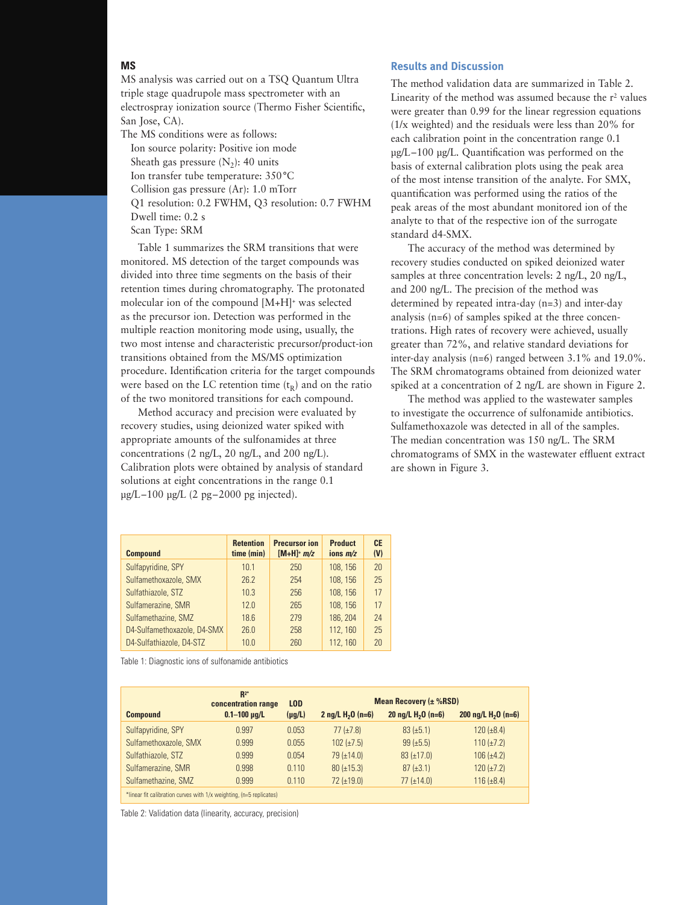## MS

MS analysis was carried out on a TSQ Quantum Ultra triple stage quadrupole mass spectrometer with an electrospray ionization source (Thermo Fisher Scientific, San Jose, CA).

The MS conditions were as follows:

- Ion source polarity: Positive ion mode
- Sheath gas pressure ($N_2$): 40 units
- Ion transfer tube temperature: 350 °C
- Collision gas pressure (Ar): 1.0 mTorr
- Q1 resolution: 0.2 FWHM, Q3 resolution: 0.7 FWHM
- Dwell time: 0.2 s
- Scan Type: SRM

Table 1 summarizes the SRM transitions that were monitored. MS detection of the target compounds was divided into three time segments on the basis of their retention times during chromatography. The protonated molecular ion of the compound $[M+H]^+$ was selected as the precursor ion. Detection was performed in the multiple reaction monitoring mode using, usually, the two most intense and characteristic precursor/product-ion transitions obtained from the MS/MS optimization procedure. Identification criteria for the target compounds were based on the LC retention time ($t_R$) and on the ratio of the two monitored transitions for each compound.

Method accuracy and precision were evaluated by recovery studies, using deionized water spiked with appropriate amounts of the sulfonamides at three concentrations (2 ng/L, 20 ng/L, and 200 ng/L). Calibration plots were obtained by analysis of standard solutions at eight concentrations in the range 0.1 µg/L–100 µg/L (2 pg–2000 pg injected).

## Results and Discussion

The method validation data are summarized in Table 2. Linearity of the method was assumed because the $r^2$ values were greater than 0.99 for the linear regression equations (1/x weighted) and the residuals were less than 20% for each calibration point in the concentration range 0.1 µg/L–100 µg/L. Quantification was performed on the basis of external calibration plots using the peak area of the most intense transition of the analyte. For SMX, quantification was performed using the ratios of the peak areas of the most abundant monitored ion of the analyte to that of the respective ion of the surrogate standard d4-SMX.

The accuracy of the method was determined by recovery studies conducted on spiked deionized water samples at three concentration levels: 2 ng/L, 20 ng/L, and 200 ng/L. The precision of the method was determined by repeated intra-day (n=3) and inter-day analysis (n=6) of samples spiked at the three concentrations. High rates of recovery were achieved, usually greater than 72%, and relative standard deviations for inter-day analysis (n=6) ranged between 3.1% and 19.0%. The SRM chromatograms obtained from deionized water spiked at a concentration of 2 ng/L are shown in Figure 2.

The method was applied to the wastewater samples to investigate the occurrence of sulfonamide antibiotics. Sulfamethoxazole was detected in all of the samples. The median concentration was 150 ng/L. The SRM chromatograms of SMX in the wastewater effluent extract are shown in Figure 3.

| Compound | Retention time (min) | Precursor ion $[M+H]^+$ *m/z* | Product ions *m/z* | CE (V) |
|---|---|---|---|---|
| Sulfapyridine, SPY | 10.1 | 250 | 108, 156 | 20 |
| Sulfamethoxazole, SMX | 26.2 | 254 | 108, 156 | 25 |
| Sulfathiazole, STZ | 10.3 | 256 | 108, 156 | 17 |
| Sulfamerazine, SMR | 12.0 | 265 | 108, 156 | 17 |
| Sulfamethazine, SMZ | 18.6 | 279 | 186, 204 | 24 |
| D4-Sulfamethoxazole, D4-SMX | 26.0 | 258 | 112, 160 | 25 |
| D4-Sulfathiazole, D4-STZ | 10.0 | 260 | 112, 160 | 20 |

Table 1: Diagnostic ions of sulfonamide antibiotics

| Compound | $R^2$* concentration range 0.1–100 µg/L | LOD (µg/L) | Mean Recovery (± %RSD) 2 ng/L $H_2O$ (n=6) | 20 ng/L $H_2O$ (n=6) | 200 ng/L $H_2O$ (n=6) |
|---|---|---|---|---|---|
| Sulfapyridine, SPY | 0.997 | 0.053 | 77 (±7.8) | 83 (±5.1) | 120 (±8.4) |
| Sulfamethoxazole, SMX | 0.999 | 0.055 | 102 (±7.5) | 99 (±5.5) | 110 (±7.2) |
| Sulfathiazole, STZ | 0.999 | 0.054 | 79 (±14.0) | 83 (±17.0) | 106 (±4.2) |
| Sulfamerazine, SMR | 0.998 | 0.110 | 80 (±15.3) | 87 (±3.1) | 120 (±7.2) |
| Sulfamethazine, SMZ | 0.999 | 0.110 | 72 (±19.0) | 77 (±14.0) | 116 (±8.4) |

*linear fit calibration curves with 1/x weighting, (n=5 replicates)

Table 2: Validation data (linearity, accuracy, precision)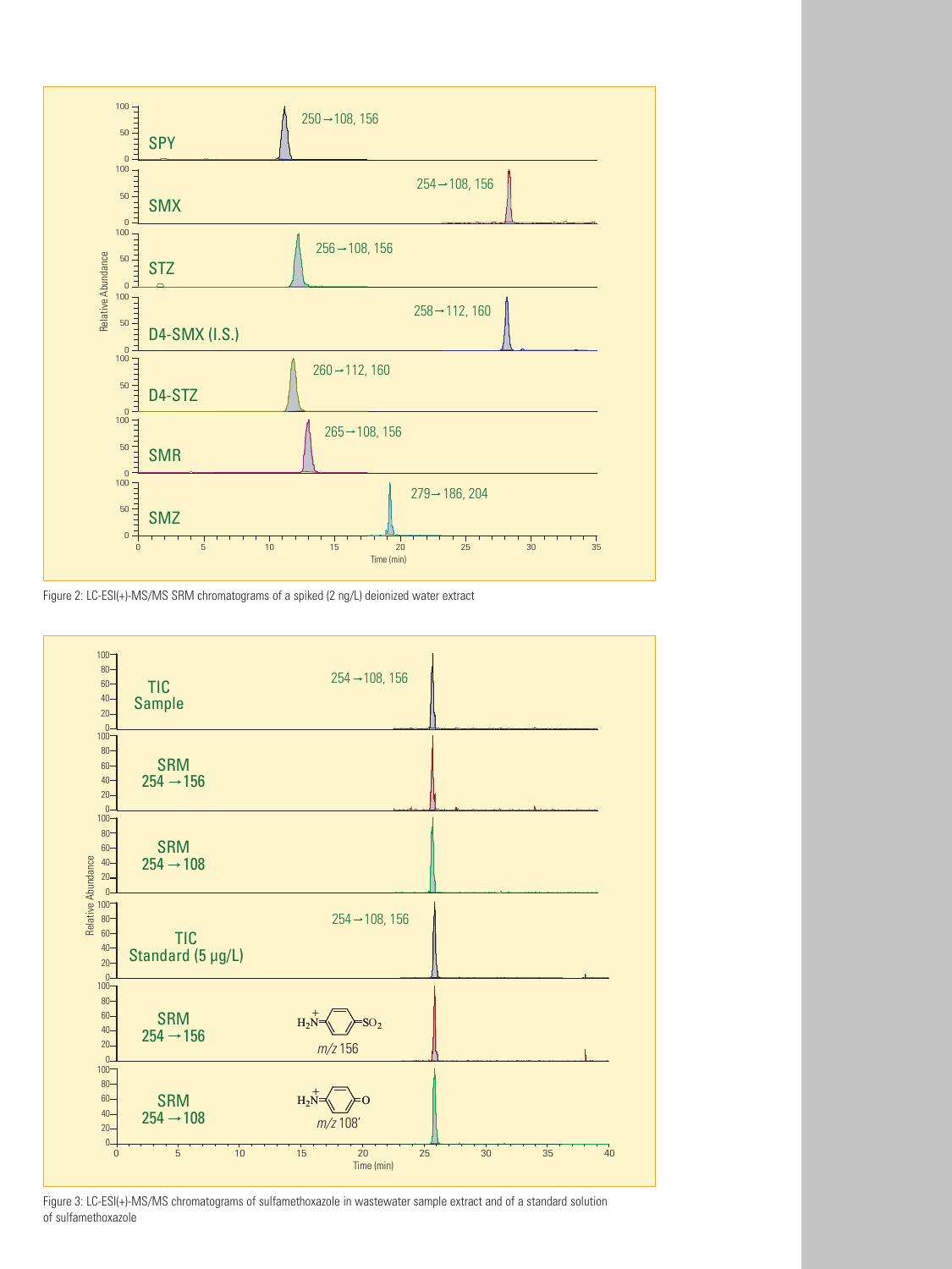Figure 2: LC-ESI(+)-MS/MS SRM chromatograms of a spiked (2 ng/L) deionized water extract

Figure 3: LC-ESI(+)-MS/MS chromatograms of sulfamethoxazole in wastewater sample extract and of a standard solution of sulfamethoxazole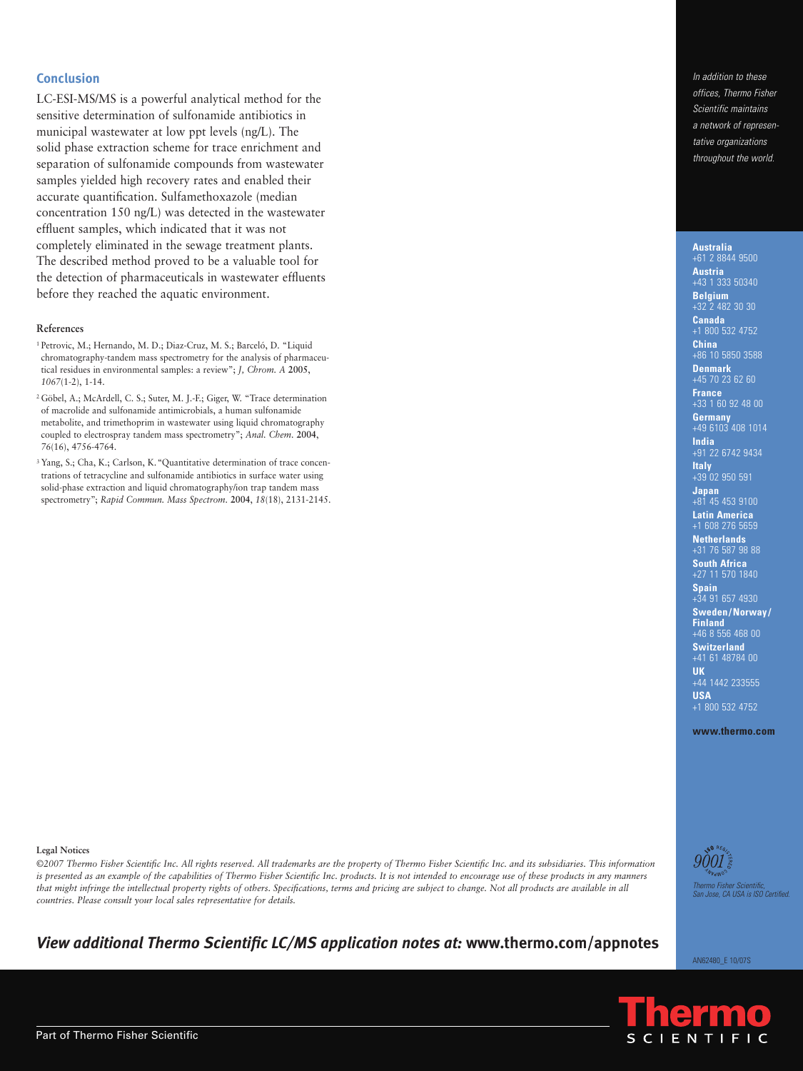## Conclusion

LC-ESI-MS/MS is a powerful analytical method for the sensitive determination of sulfonamide antibiotics in municipal wastewater at low ppt levels (ng/L). The solid phase extraction scheme for trace enrichment and separation of sulfonamide compounds from wastewater samples yielded high recovery rates and enabled their accurate quantification. Sulfamethoxazole (median concentration 150 ng/L) was detected in the wastewater effluent samples, which indicated that it was not completely eliminated in the sewage treatment plants. The described method proved to be a valuable tool for the detection of pharmaceuticals in wastewater effluents before they reached the aquatic environment.

### References

[1] Petrovic, M.; Hernando, M. D.; Diaz-Cruz, M. S.; Barceló, D. "Liquid chromatography-tandem mass spectrometry for the analysis of pharmaceutical residues in environmental samples: a review"; *J, Chrom. A* **2005**, *1067*(1-2), 1-14.

[2] Göbel, A.; McArdell, C. S.; Suter, M. J.-F.; Giger, W. "Trace determination of macrolide and sulfonamide antimicrobials, a human sulfonamide metabolite, and trimethoprim in wastewater using liquid chromatography coupled to electrospray tandem mass spectrometry"; *Anal. Chem.* **2004**, *76*(16), 4756-4764.

[3] Yang, S.; Cha, K.; Carlson, K. "Quantitative determination of trace concentrations of tetracycline and sulfonamide antibiotics in surface water using solid-phase extraction and liquid chromatography/ion trap tandem mass spectrometry"; *Rapid Commun. Mass Spectrom.* **2004**, *18*(18), 2131-2145.

*In addition to these offices, Thermo Fisher Scientific maintains a network of representative organizations throughout the world.*

**Australia**
+61 2 8844 9500
**Austria**
+43 1 333 50340
**Belgium**
+32 2 482 30 30
**Canada**
+1 800 532 4752
**China**
+86 10 5850 3588
**Denmark**
+45 70 23 62 60
**France**
+33 1 60 92 48 00
**Germany**
+49 6103 408 1014
**India**
+91 22 6742 9434
**Italy**
+39 02 950 591
**Japan**
+81 45 453 9100
**Latin America**
+1 608 276 5659
**Netherlands**
+31 76 587 98 88
**South Africa**
+27 11 570 1840
**Spain**
+34 91 657 4930
**Sweden/Norway/Finland**
+46 8 556 468 00
**Switzerland**
+41 61 48784 00
**UK**
+44 1442 233555
**USA**
+1 800 532 4752

**www.thermo.com**

*Thermo Fisher Scientific, San Jose, CA USA is ISO Certified.*

**Legal Notices**

*©2007 Thermo Fisher Scientific Inc. All rights reserved. All trademarks are the property of Thermo Fisher Scientific Inc. and its subsidiaries. This information is presented as an example of the capabilities of Thermo Fisher Scientific Inc. products. It is not intended to encourage use of these products in any manners that might infringe the intellectual property rights of others. Specifications, terms and pricing are subject to change. Not all products are available in all countries. Please consult your local sales representative for details.*

***View additional Thermo Scientific LC/MS application notes at:*** **www.thermo.com/appnotes**

AN62480_E 10/07S

Part of Thermo Fisher Scientific

Thermo SCIENTIFIC